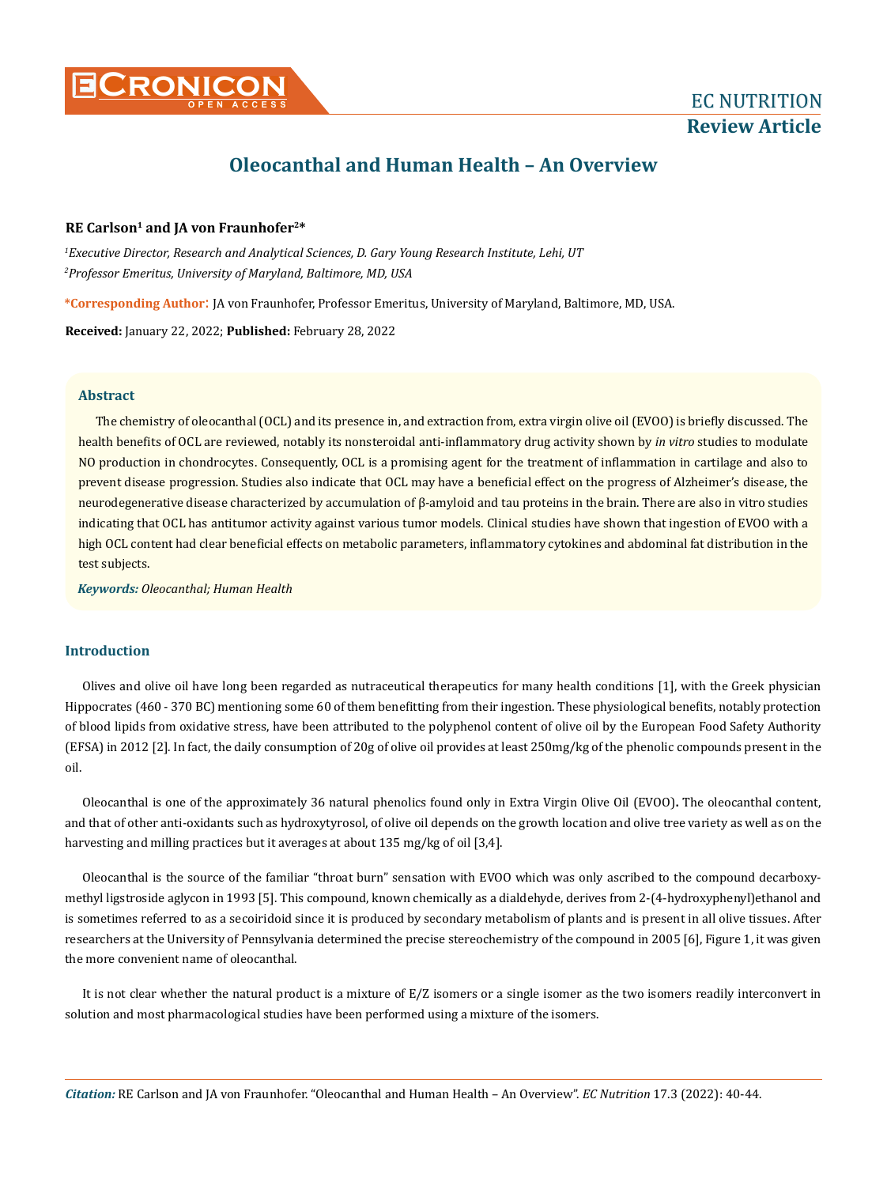# Oleocanthal and Human Health – An Overview

**RE Carlson[1] and JA von Fraunhofer[2]***

[1] *Executive Director, Research and Analytical Sciences, D. Gary Young Research Institute, Lehi, UT*

[2] *Professor Emeritus, University of Maryland, Baltimore, MD, USA*

**\*Corresponding Author**: JA von Fraunhofer, Professor Emeritus, University of Maryland, Baltimore, MD, USA.

**Received:** January 22, 2022; **Published:** February 28, 2022

## Abstract

The chemistry of oleocanthal (OCL) and its presence in, and extraction from, extra virgin olive oil (EVOO) is briefly discussed. The health benefits of OCL are reviewed, notably its nonsteroidal anti-inflammatory drug activity shown by *in vitro* studies to modulate NO production in chondrocytes. Consequently, OCL is a promising agent for the treatment of inflammation in cartilage and also to prevent disease progression. Studies also indicate that OCL may have a beneficial effect on the progress of Alzheimer's disease, the neurodegenerative disease characterized by accumulation of β-amyloid and tau proteins in the brain. There are also in vitro studies indicating that OCL has antitumor activity against various tumor models. Clinical studies have shown that ingestion of EVOO with a high OCL content had clear beneficial effects on metabolic parameters, inflammatory cytokines and abdominal fat distribution in the test subjects.

***Keywords:*** *Oleocanthal; Human Health*

## Introduction

Olives and olive oil have long been regarded as nutraceutical therapeutics for many health conditions [1], with the Greek physician Hippocrates (460 - 370 BC) mentioning some 60 of them benefitting from their ingestion. These physiological benefits, notably protection of blood lipids from oxidative stress, have been attributed to the polyphenol content of olive oil by the European Food Safety Authority (EFSA) in 2012 [2]. In fact, the daily consumption of 20g of olive oil provides at least 250mg/kg of the phenolic compounds present in the oil.

Oleocanthal is one of the approximately 36 natural phenolics found only in Extra Virgin Olive Oil (EVOO)**.** The oleocanthal content, and that of other anti-oxidants such as hydroxytyrosol, of olive oil depends on the growth location and olive tree variety as well as on the harvesting and milling practices but it averages at about 135 mg/kg of oil [3,4].

Oleocanthal is the source of the familiar "throat burn" sensation with EVOO which was only ascribed to the compound decarboxymethyl ligstroside aglycon in 1993 [5]. This compound, known chemically as a dialdehyde, derives from 2-(4-hydroxyphenyl)ethanol and is sometimes referred to as a secoiridoid since it is produced by secondary metabolism of plants and is present in all olive tissues. After researchers at the University of Pennsylvania determined the precise stereochemistry of the compound in 2005 [6], Figure 1, it was given the more convenient name of oleocanthal.

It is not clear whether the natural product is a mixture of E/Z isomers or a single isomer as the two isomers readily interconvert in solution and most pharmacological studies have been performed using a mixture of the isomers.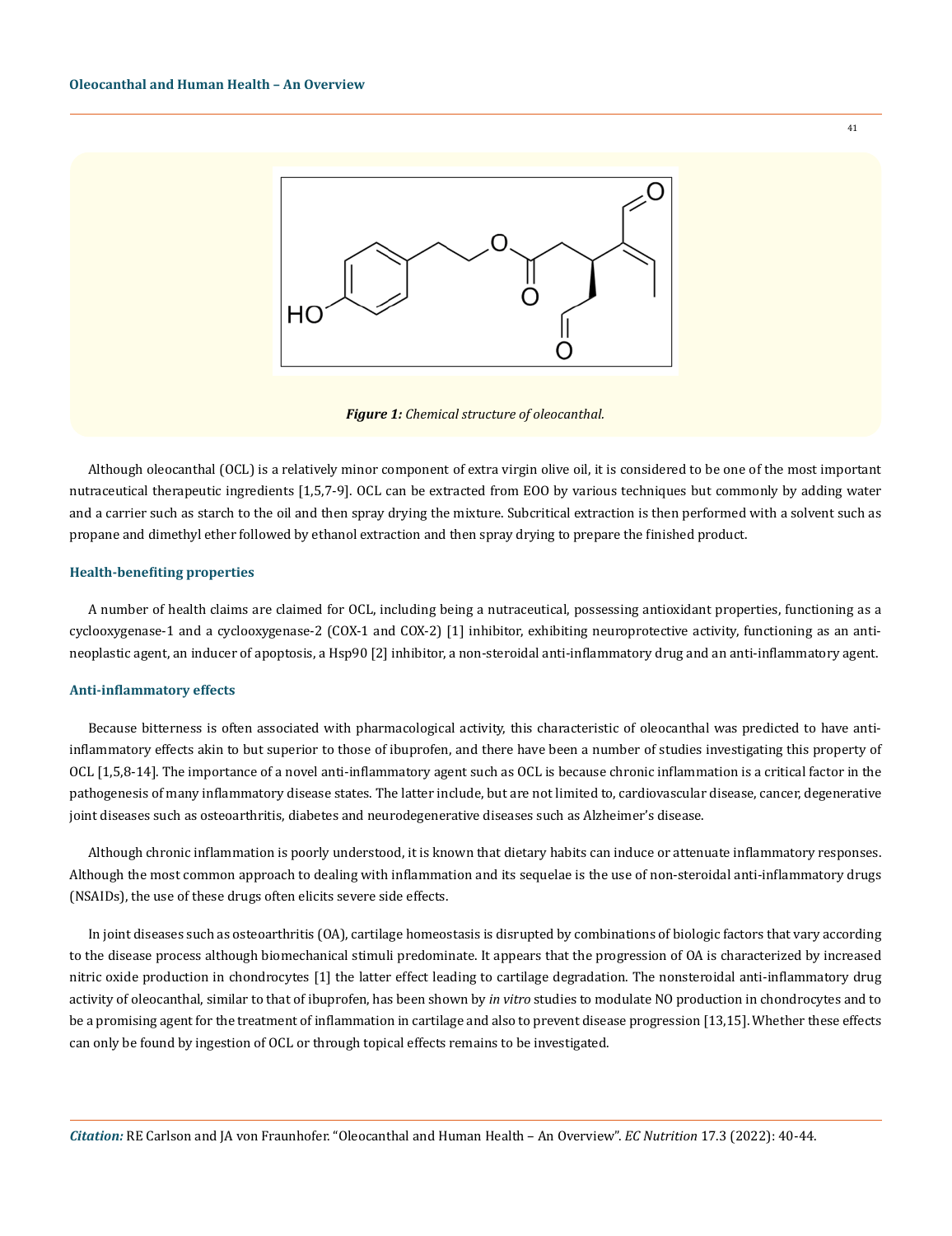*Figure 1: Chemical structure of oleocanthal.*

Although oleocanthal (OCL) is a relatively minor component of extra virgin olive oil, it is considered to be one of the most important nutraceutical therapeutic ingredients [1,5,7-9]. OCL can be extracted from EOO by various techniques but commonly by adding water and a carrier such as starch to the oil and then spray drying the mixture. Subcritical extraction is then performed with a solvent such as propane and dimethyl ether followed by ethanol extraction and then spray drying to prepare the finished product.

### Health-benefiting properties

A number of health claims are claimed for OCL, including being a nutraceutical, possessing antioxidant properties, functioning as a cyclooxygenase-1 and a cyclooxygenase-2 (COX-1 and COX-2) [1] inhibitor, exhibiting neuroprotective activity, functioning as an anti-neoplastic agent, an inducer of apoptosis, a Hsp90 [2] inhibitor, a non-steroidal anti-inflammatory drug and an anti-inflammatory agent.

### Anti-inflammatory effects

Because bitterness is often associated with pharmacological activity, this characteristic of oleocanthal was predicted to have anti-inflammatory effects akin to but superior to those of ibuprofen, and there have been a number of studies investigating this property of OCL [1,5,8-14]. The importance of a novel anti-inflammatory agent such as OCL is because chronic inflammation is a critical factor in the pathogenesis of many inflammatory disease states. The latter include, but are not limited to, cardiovascular disease, cancer, degenerative joint diseases such as osteoarthritis, diabetes and neurodegenerative diseases such as Alzheimer's disease.

Although chronic inflammation is poorly understood, it is known that dietary habits can induce or attenuate inflammatory responses. Although the most common approach to dealing with inflammation and its sequelae is the use of non-steroidal anti-inflammatory drugs (NSAIDs), the use of these drugs often elicits severe side effects.

In joint diseases such as osteoarthritis (OA), cartilage homeostasis is disrupted by combinations of biologic factors that vary according to the disease process although biomechanical stimuli predominate. It appears that the progression of OA is characterized by increased nitric oxide production in chondrocytes [1] the latter effect leading to cartilage degradation. The nonsteroidal anti-inflammatory drug activity of oleocanthal, similar to that of ibuprofen, has been shown by *in vitro* studies to modulate NO production in chondrocytes and to be a promising agent for the treatment of inflammation in cartilage and also to prevent disease progression [13,15]. Whether these effects can only be found by ingestion of OCL or through topical effects remains to be investigated.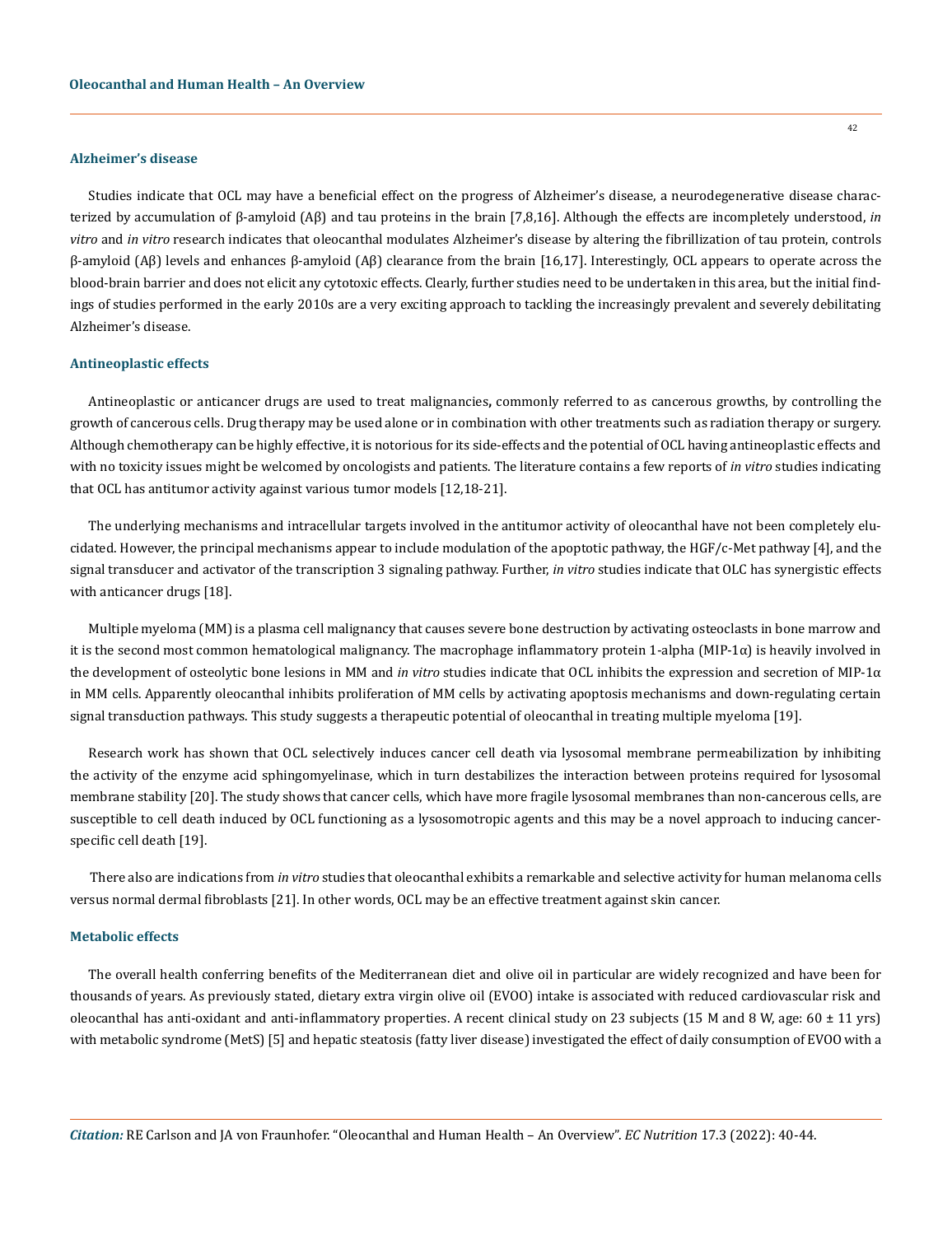### Alzheimer's disease

Studies indicate that OCL may have a beneficial effect on the progress of Alzheimer's disease, a neurodegenerative disease characterized by accumulation of β-amyloid (Aβ) and tau proteins in the brain [7,8,16]. Although the effects are incompletely understood, *in vitro* and *in vitro* research indicates that oleocanthal modulates Alzheimer's disease by altering the fibrillization of tau protein, controls β-amyloid (Aβ) levels and enhances β-amyloid (Aβ) clearance from the brain [16,17]. Interestingly, OCL appears to operate across the blood-brain barrier and does not elicit any cytotoxic effects. Clearly, further studies need to be undertaken in this area, but the initial findings of studies performed in the early 2010s are a very exciting approach to tackling the increasingly prevalent and severely debilitating Alzheimer's disease.

### Antineoplastic effects

Antineoplastic or anticancer drugs are used to treat malignancies**,** commonly referred to as cancerous growths, by controlling the growth of cancerous cells. Drug therapy may be used alone or in combination with other treatments such as radiation therapy or surgery. Although chemotherapy can be highly effective, it is notorious for its side-effects and the potential of OCL having antineoplastic effects and with no toxicity issues might be welcomed by oncologists and patients. The literature contains a few reports of *in vitro* studies indicating that OCL has antitumor activity against various tumor models [12,18-21].

The underlying mechanisms and intracellular targets involved in the antitumor activity of oleocanthal have not been completely elucidated. However, the principal mechanisms appear to include modulation of the apoptotic pathway, the HGF/c-Met pathway [4], and the signal transducer and activator of the transcription 3 signaling pathway. Further, *in vitro* studies indicate that OLC has synergistic effects with anticancer drugs [18].

Multiple myeloma (MM) is a plasma cell malignancy that causes severe bone destruction by activating osteoclasts in bone marrow and it is the second most common hematological malignancy. The macrophage inflammatory protein 1-alpha (MIP-1α) is heavily involved in the development of osteolytic bone lesions in MM and *in vitro* studies indicate that OCL inhibits the expression and secretion of MIP-1α in MM cells. Apparently oleocanthal inhibits proliferation of MM cells by activating apoptosis mechanisms and down-regulating certain signal transduction pathways. This study suggests a therapeutic potential of oleocanthal in treating multiple myeloma [19].

Research work has shown that OCL selectively induces cancer cell death via lysosomal membrane permeabilization by inhibiting the activity of the enzyme acid sphingomyelinase, which in turn destabilizes the interaction between proteins required for lysosomal membrane stability [20]. The study shows that cancer cells, which have more fragile lysosomal membranes than non-cancerous cells, are susceptible to cell death induced by OCL functioning as a lysosomotropic agents and this may be a novel approach to inducing cancer-specific cell death [19].

There also are indications from *in vitro* studies that oleocanthal exhibits a remarkable and selective activity for human melanoma cells versus normal dermal fibroblasts [21]. In other words, OCL may be an effective treatment against skin cancer.

### Metabolic effects

The overall health conferring benefits of the Mediterranean diet and olive oil in particular are widely recognized and have been for thousands of years. As previously stated, dietary extra virgin olive oil (EVOO) intake is associated with reduced cardiovascular risk and oleocanthal has anti-oxidant and anti-inflammatory properties. A recent clinical study on 23 subjects (15 M and 8 W, age: 60 ± 11 yrs) with metabolic syndrome (MetS) [5] and hepatic steatosis (fatty liver disease) investigated the effect of daily consumption of EVOO with a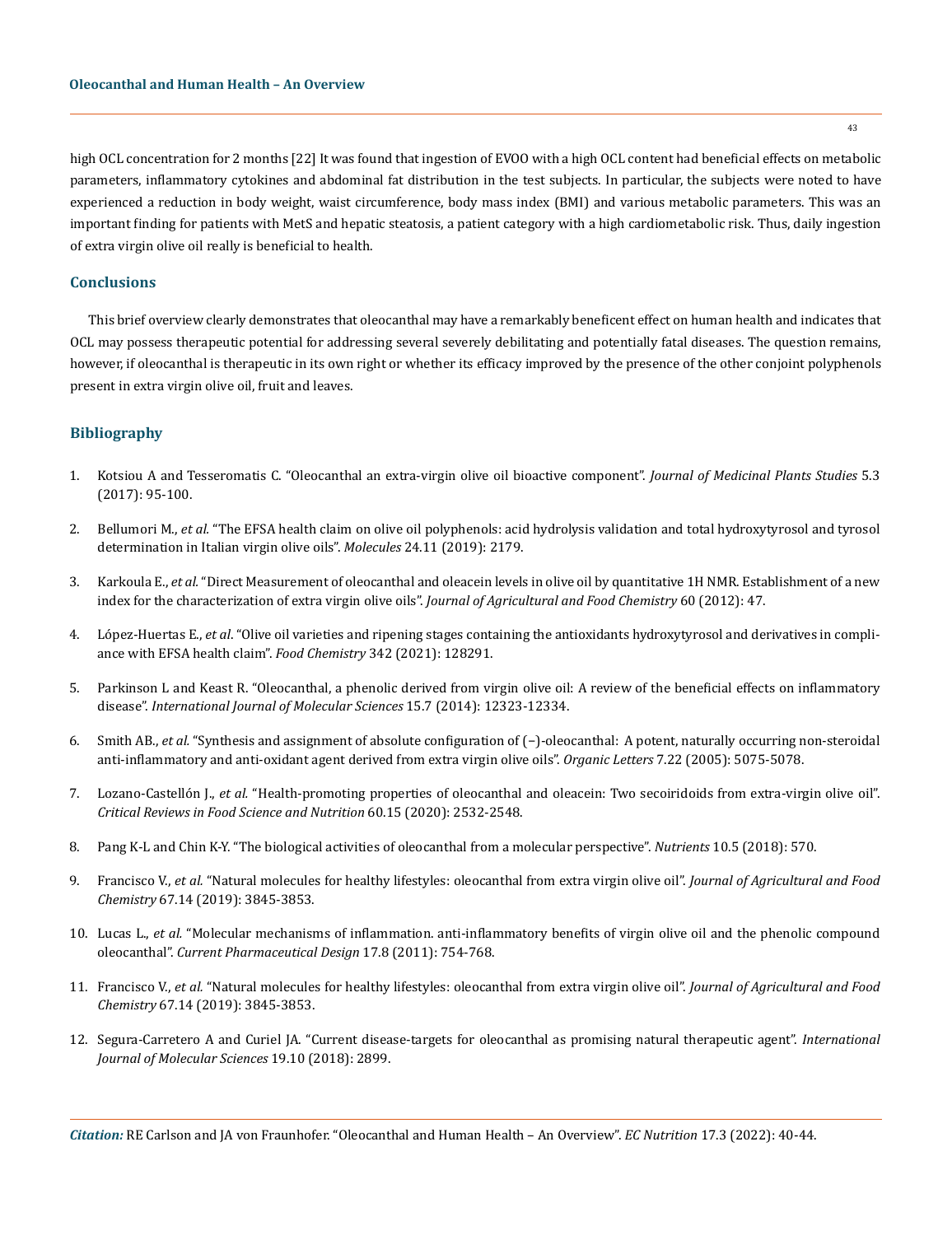high OCL concentration for 2 months [22] It was found that ingestion of EVOO with a high OCL content had beneficial effects on metabolic parameters, inflammatory cytokines and abdominal fat distribution in the test subjects. In particular, the subjects were noted to have experienced a reduction in body weight, waist circumference, body mass index (BMI) and various metabolic parameters. This was an important finding for patients with MetS and hepatic steatosis, a patient category with a high cardiometabolic risk. Thus, daily ingestion of extra virgin olive oil really is beneficial to health.

## Conclusions

This brief overview clearly demonstrates that oleocanthal may have a remarkably beneficent effect on human health and indicates that OCL may possess therapeutic potential for addressing several severely debilitating and potentially fatal diseases. The question remains, however, if oleocanthal is therapeutic in its own right or whether its efficacy improved by the presence of the other conjoint polyphenols present in extra virgin olive oil, fruit and leaves.

## Bibliography

1. Kotsiou A and Tesseromatis C. "Oleocanthal an extra-virgin olive oil bioactive component". *Journal of Medicinal Plants Studies* 5.3 (2017): 95-100.
2. Bellumori M., *et al.* "The EFSA health claim on olive oil polyphenols: acid hydrolysis validation and total hydroxytyrosol and tyrosol determination in Italian virgin olive oils". *Molecules* 24.11 (2019): 2179.
3. Karkoula E., *et al.* "Direct Measurement of oleocanthal and oleacein levels in olive oil by quantitative 1H NMR. Establishment of a new index for the characterization of extra virgin olive oils". *Journal of Agricultural and Food Chemistry* 60 (2012): 47.
4. López-Huertas E., *et al.* "Olive oil varieties and ripening stages containing the antioxidants hydroxytyrosol and derivatives in compliance with EFSA health claim". *Food Chemistry* 342 (2021): 128291.
5. Parkinson L and Keast R. "Oleocanthal, a phenolic derived from virgin olive oil: A review of the beneficial effects on inflammatory disease". *International Journal of Molecular Sciences* 15.7 (2014): 12323-12334.
6. Smith AB., *et al.* "Synthesis and assignment of absolute configuration of (−)-oleocanthal: A potent, naturally occurring non-steroidal anti-inflammatory and anti-oxidant agent derived from extra virgin olive oils". *Organic Letters* 7.22 (2005): 5075-5078.
7. Lozano-Castellón J., *et al.* "Health-promoting properties of oleocanthal and oleacein: Two secoiridoids from extra-virgin olive oil". *Critical Reviews in Food Science and Nutrition* 60.15 (2020): 2532-2548.
8. Pang K-L and Chin K-Y. "The biological activities of oleocanthal from a molecular perspective". *Nutrients* 10.5 (2018): 570.
9. Francisco V., *et al.* "Natural molecules for healthy lifestyles: oleocanthal from extra virgin olive oil". *Journal of Agricultural and Food Chemistry* 67.14 (2019): 3845-3853.
10. Lucas L., *et al.* "Molecular mechanisms of inflammation. anti-inflammatory benefits of virgin olive oil and the phenolic compound oleocanthal". *Current Pharmaceutical Design* 17.8 (2011): 754-768.
11. Francisco V., *et al.* "Natural molecules for healthy lifestyles: oleocanthal from extra virgin olive oil". *Journal of Agricultural and Food Chemistry* 67.14 (2019): 3845-3853.
12. Segura-Carretero A and Curiel JA. "Current disease-targets for oleocanthal as promising natural therapeutic agent". *International Journal of Molecular Sciences* 19.10 (2018): 2899.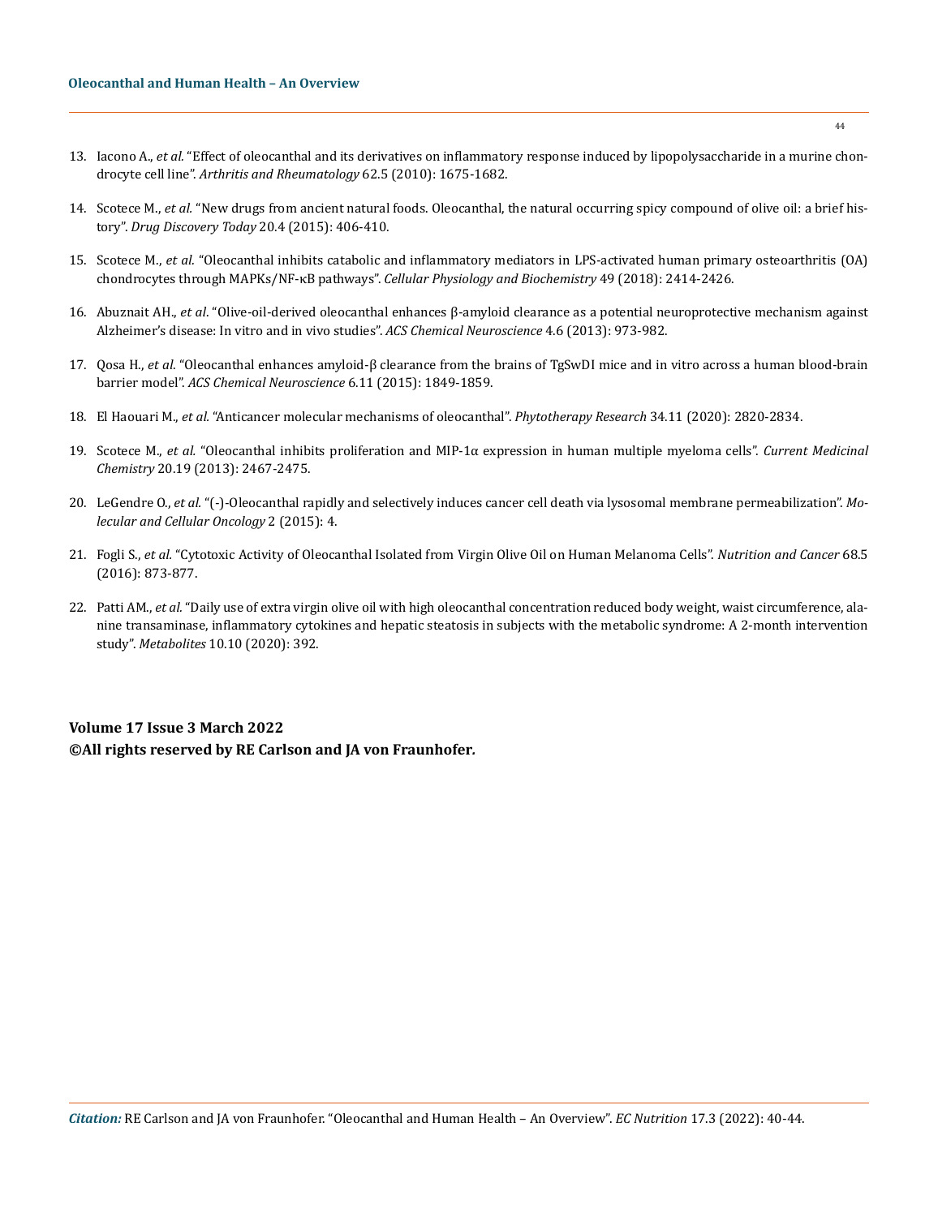13. Iacono A., *et al.* "Effect of oleocanthal and its derivatives on inflammatory response induced by lipopolysaccharide in a murine chondrocyte cell line". *Arthritis and Rheumatology* 62.5 (2010): 1675-1682.

14. Scotece M., *et al.* "New drugs from ancient natural foods. Oleocanthal, the natural occurring spicy compound of olive oil: a brief history". *Drug Discovery Today* 20.4 (2015): 406-410.

15. Scotece M., *et al.* "Oleocanthal inhibits catabolic and inflammatory mediators in LPS-activated human primary osteoarthritis (OA) chondrocytes through MAPKs/NF-κB pathways". *Cellular Physiology and Biochemistry* 49 (2018): 2414-2426.

16. Abuznait AH., *et al*. "Olive-oil-derived oleocanthal enhances β-amyloid clearance as a potential neuroprotective mechanism against Alzheimer's disease: In vitro and in vivo studies". *ACS Chemical Neuroscience* 4.6 (2013): 973-982.

17. Qosa H., *et al*. "Oleocanthal enhances amyloid-β clearance from the brains of TgSwDI mice and in vitro across a human blood-brain barrier model". *ACS Chemical Neuroscience* 6.11 (2015): 1849-1859.

18. El Haouari M., *et al.* "Anticancer molecular mechanisms of oleocanthal". *Phytotherapy Research* 34.11 (2020): 2820-2834.

19. Scotece M., *et al.* "Oleocanthal inhibits proliferation and MIP-1α expression in human multiple myeloma cells". *Current Medicinal Chemistry* 20.19 (2013): 2467-2475.

20. LeGendre O., *et al.* "(-)-Oleocanthal rapidly and selectively induces cancer cell death via lysosomal membrane permeabilization". *Molecular and Cellular Oncology* 2 (2015): 4.

21. Fogli S., *et al.* "Cytotoxic Activity of Oleocanthal Isolated from Virgin Olive Oil on Human Melanoma Cells". *Nutrition and Cancer* 68.5 (2016): 873-877.

22. Patti AM., *et al.* "Daily use of extra virgin olive oil with high oleocanthal concentration reduced body weight, waist circumference, alanine transaminase, inflammatory cytokines and hepatic steatosis in subjects with the metabolic syndrome: A 2-month intervention study". *Metabolites* 10.10 (2020): 392.

**Volume 17 Issue 3 March 2022**
**©All rights reserved by RE Carlson and JA von Fraunhofer.**